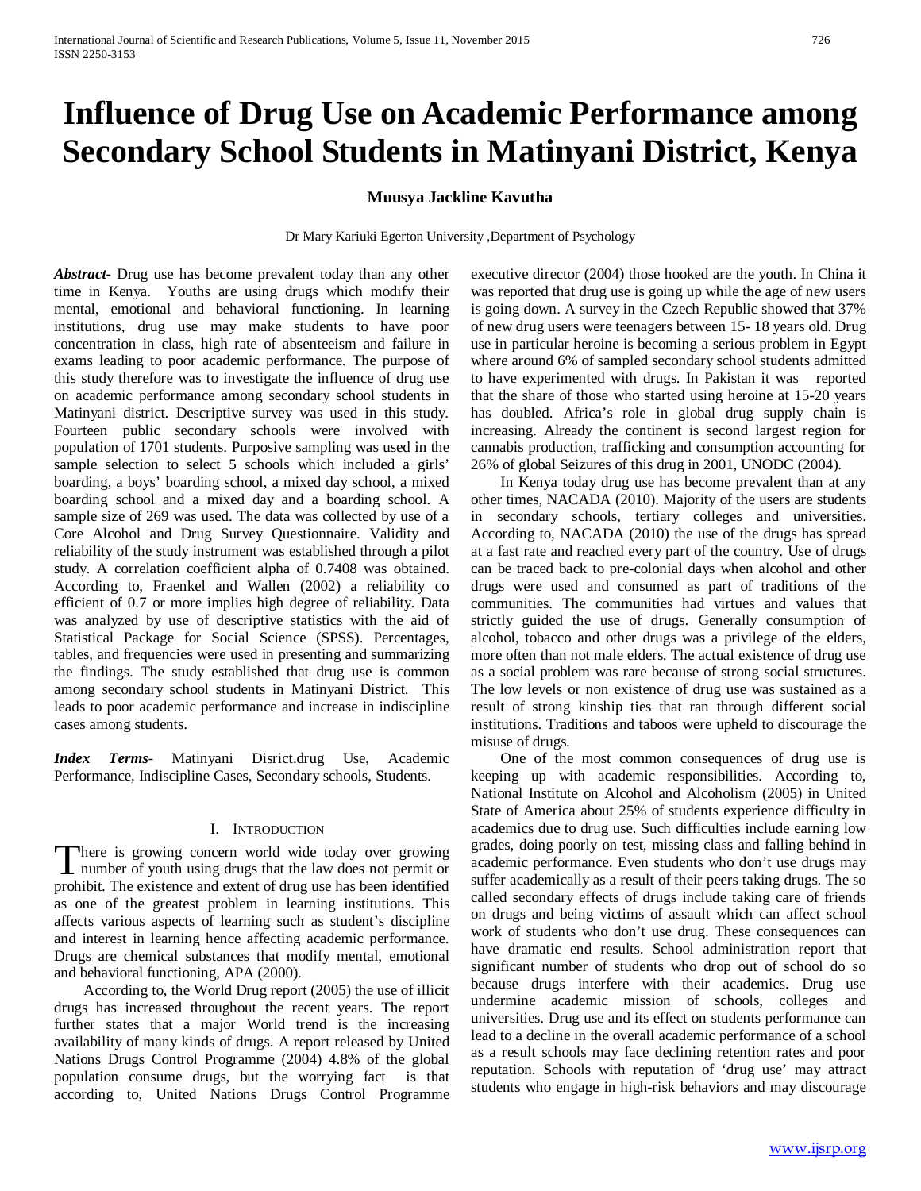# Influence of Drug Use on Academic Performance among Secondary School Students in Matinyani District, Kenya

**Muusya Jackline Kavutha**

Dr Mary Kariuki Egerton University ,Department of Psychology

***Abstract-*** Drug use has become prevalent today than any other time in Kenya. Youths are using drugs which modify their mental, emotional and behavioral functioning. In learning institutions, drug use may make students to have poor concentration in class, high rate of absenteeism and failure in exams leading to poor academic performance. The purpose of this study therefore was to investigate the influence of drug use on academic performance among secondary school students in Matinyani district. Descriptive survey was used in this study. Fourteen public secondary schools were involved with population of 1701 students. Purposive sampling was used in the sample selection to select 5 schools which included a girls' boarding, a boys' boarding school, a mixed day school, a mixed boarding school and a mixed day and a boarding school. A sample size of 269 was used. The data was collected by use of a Core Alcohol and Drug Survey Questionnaire. Validity and reliability of the study instrument was established through a pilot study. A correlation coefficient alpha of 0.7408 was obtained. According to, Fraenkel and Wallen (2002) a reliability co efficient of 0.7 or more implies high degree of reliability. Data was analyzed by use of descriptive statistics with the aid of Statistical Package for Social Science (SPSS). Percentages, tables, and frequencies were used in presenting and summarizing the findings. The study established that drug use is common among secondary school students in Matinyani District. This leads to poor academic performance and increase in indiscipline cases among students.

***Index Terms-*** Matinyani Disrict.drug Use, Academic Performance, Indiscipline Cases, Secondary schools, Students.

## I. Introduction

There is growing concern world wide today over growing number of youth using drugs that the law does not permit or prohibit. The existence and extent of drug use has been identified as one of the greatest problem in learning institutions. This affects various aspects of learning such as student's discipline and interest in learning hence affecting academic performance. Drugs are chemical substances that modify mental, emotional and behavioral functioning, APA (2000).

According to, the World Drug report (2005) the use of illicit drugs has increased throughout the recent years. The report further states that a major World trend is the increasing availability of many kinds of drugs. A report released by United Nations Drugs Control Programme (2004) 4.8% of the global population consume drugs, but the worrying fact is that according to, United Nations Drugs Control Programme executive director (2004) those hooked are the youth. In China it was reported that drug use is going up while the age of new users is going down. A survey in the Czech Republic showed that 37% of new drug users were teenagers between 15- 18 years old. Drug use in particular heroine is becoming a serious problem in Egypt where around 6% of sampled secondary school students admitted to have experimented with drugs. In Pakistan it was reported that the share of those who started using heroine at 15-20 years has doubled. Africa's role in global drug supply chain is increasing. Already the continent is second largest region for cannabis production, trafficking and consumption accounting for 26% of global Seizures of this drug in 2001, UNODC (2004).

In Kenya today drug use has become prevalent than at any other times, NACADA (2010). Majority of the users are students in secondary schools, tertiary colleges and universities. According to, NACADA (2010) the use of the drugs has spread at a fast rate and reached every part of the country. Use of drugs can be traced back to pre-colonial days when alcohol and other drugs were used and consumed as part of traditions of the communities. The communities had virtues and values that strictly guided the use of drugs. Generally consumption of alcohol, tobacco and other drugs was a privilege of the elders, more often than not male elders. The actual existence of drug use as a social problem was rare because of strong social structures. The low levels or non existence of drug use was sustained as a result of strong kinship ties that ran through different social institutions. Traditions and taboos were upheld to discourage the misuse of drugs.

One of the most common consequences of drug use is keeping up with academic responsibilities. According to, National Institute on Alcohol and Alcoholism (2005) in United State of America about 25% of students experience difficulty in academics due to drug use. Such difficulties include earning low grades, doing poorly on test, missing class and falling behind in academic performance. Even students who don't use drugs may suffer academically as a result of their peers taking drugs. The so called secondary effects of drugs include taking care of friends on drugs and being victims of assault which can affect school work of students who don't use drug. These consequences can have dramatic end results. School administration report that significant number of students who drop out of school do so because drugs interfere with their academics. Drug use undermine academic mission of schools, colleges and universities. Drug use and its effect on students performance can lead to a decline in the overall academic performance of a school as a result schools may face declining retention rates and poor reputation. Schools with reputation of 'drug use' may attract students who engage in high-risk behaviors and may discourage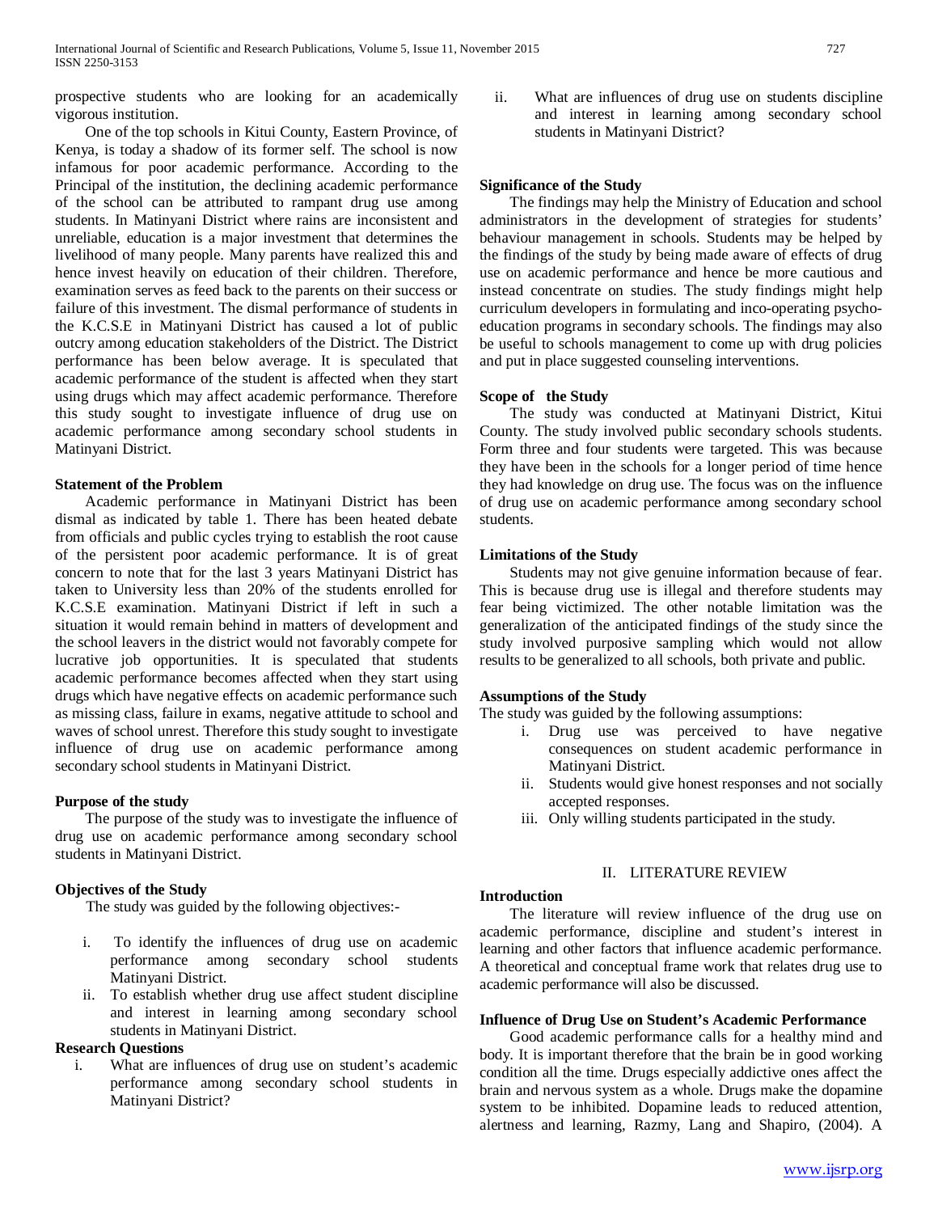prospective students who are looking for an academically vigorous institution.

One of the top schools in Kitui County, Eastern Province, of Kenya, is today a shadow of its former self. The school is now infamous for poor academic performance. According to the Principal of the institution, the declining academic performance of the school can be attributed to rampant drug use among students. In Matinyani District where rains are inconsistent and unreliable, education is a major investment that determines the livelihood of many people. Many parents have realized this and hence invest heavily on education of their children. Therefore, examination serves as feed back to the parents on their success or failure of this investment. The dismal performance of students in the K.C.S.E in Matinyani District has caused a lot of public outcry among education stakeholders of the District. The District performance has been below average. It is speculated that academic performance of the student is affected when they start using drugs which may affect academic performance. Therefore this study sought to investigate influence of drug use on academic performance among secondary school students in Matinyani District.

**Statement of the Problem**

Academic performance in Matinyani District has been dismal as indicated by table 1. There has been heated debate from officials and public cycles trying to establish the root cause of the persistent poor academic performance. It is of great concern to note that for the last 3 years Matinyani District has taken to University less than 20% of the students enrolled for K.C.S.E examination. Matinyani District if left in such a situation it would remain behind in matters of development and the school leavers in the district would not favorably compete for lucrative job opportunities. It is speculated that students academic performance becomes affected when they start using drugs which have negative effects on academic performance such as missing class, failure in exams, negative attitude to school and waves of school unrest. Therefore this study sought to investigate influence of drug use on academic performance among secondary school students in Matinyani District.

**Purpose of the study**

The purpose of the study was to investigate the influence of drug use on academic performance among secondary school students in Matinyani District.

**Objectives of the Study**

The study was guided by the following objectives:-

i. To identify the influences of drug use on academic performance among secondary school students Matinyani District.
ii. To establish whether drug use affect student discipline and interest in learning among secondary school students in Matinyani District.

**Research Questions**

i. What are influences of drug use on student's academic performance among secondary school students in Matinyani District?
ii. What are influences of drug use on students discipline and interest in learning among secondary school students in Matinyani District?

**Significance of the Study**

The findings may help the Ministry of Education and school administrators in the development of strategies for students' behaviour management in schools. Students may be helped by the findings of the study by being made aware of effects of drug use on academic performance and hence be more cautious and instead concentrate on studies. The study findings might help curriculum developers in formulating and inco-operating psycho-education programs in secondary schools. The findings may also be useful to schools management to come up with drug policies and put in place suggested counseling interventions.

**Scope of the Study**

The study was conducted at Matinyani District, Kitui County. The study involved public secondary schools students. Form three and four students were targeted. This was because they have been in the schools for a longer period of time hence they had knowledge on drug use. The focus was on the influence of drug use on academic performance among secondary school students.

**Limitations of the Study**

Students may not give genuine information because of fear. This is because drug use is illegal and therefore students may fear being victimized. The other notable limitation was the generalization of the anticipated findings of the study since the study involved purposive sampling which would not allow results to be generalized to all schools, both private and public.

**Assumptions of the Study**

The study was guided by the following assumptions:

i. Drug use was perceived to have negative consequences on student academic performance in Matinyani District.
ii. Students would give honest responses and not socially accepted responses.
iii. Only willing students participated in the study.

## II. LITERATURE REVIEW

**Introduction**

The literature will review influence of the drug use on academic performance, discipline and student's interest in learning and other factors that influence academic performance. A theoretical and conceptual frame work that relates drug use to academic performance will also be discussed.

**Influence of Drug Use on Student's Academic Performance**

Good academic performance calls for a healthy mind and body. It is important therefore that the brain be in good working condition all the time. Drugs especially addictive ones affect the brain and nervous system as a whole. Drugs make the dopamine system to be inhibited. Dopamine leads to reduced attention, alertness and learning, Razmy, Lang and Shapiro, (2004). A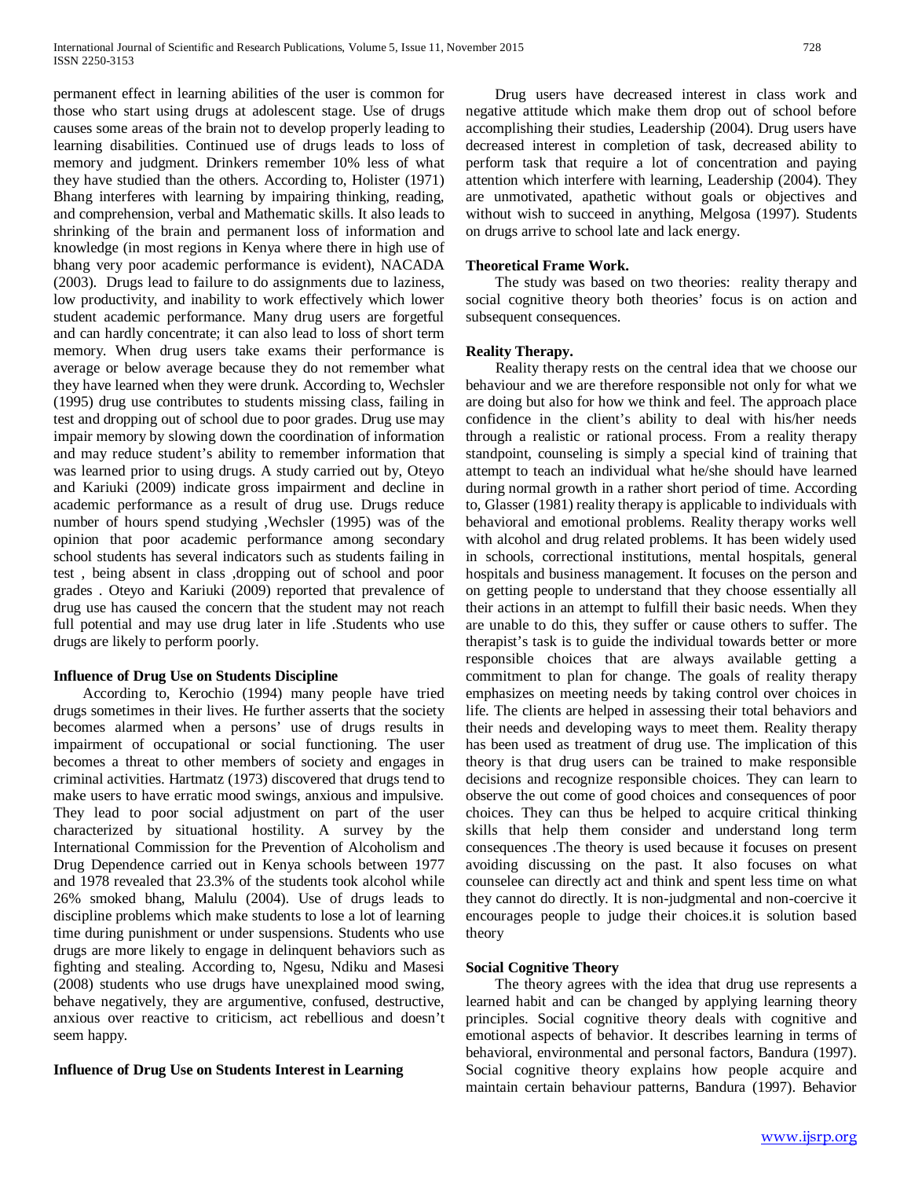permanent effect in learning abilities of the user is common for those who start using drugs at adolescent stage. Use of drugs causes some areas of the brain not to develop properly leading to learning disabilities. Continued use of drugs leads to loss of memory and judgment. Drinkers remember 10% less of what they have studied than the others. According to, Holister (1971) Bhang interferes with learning by impairing thinking, reading, and comprehension, verbal and Mathematic skills. It also leads to shrinking of the brain and permanent loss of information and knowledge (in most regions in Kenya where there in high use of bhang very poor academic performance is evident), NACADA (2003). Drugs lead to failure to do assignments due to laziness, low productivity, and inability to work effectively which lower student academic performance. Many drug users are forgetful and can hardly concentrate; it can also lead to loss of short term memory. When drug users take exams their performance is average or below average because they do not remember what they have learned when they were drunk. According to, Wechsler (1995) drug use contributes to students missing class, failing in test and dropping out of school due to poor grades. Drug use may impair memory by slowing down the coordination of information and may reduce student's ability to remember information that was learned prior to using drugs. A study carried out by, Oteyo and Kariuki (2009) indicate gross impairment and decline in academic performance as a result of drug use. Drugs reduce number of hours spend studying ,Wechsler (1995) was of the opinion that poor academic performance among secondary school students has several indicators such as students failing in test , being absent in class ,dropping out of school and poor grades . Oteyo and Kariuki (2009) reported that prevalence of drug use has caused the concern that the student may not reach full potential and may use drug later in life .Students who use drugs are likely to perform poorly.

**Influence of Drug Use on Students Discipline**

According to, Kerochio (1994) many people have tried drugs sometimes in their lives. He further asserts that the society becomes alarmed when a persons' use of drugs results in impairment of occupational or social functioning. The user becomes a threat to other members of society and engages in criminal activities. Hartmatz (1973) discovered that drugs tend to make users to have erratic mood swings, anxious and impulsive. They lead to poor social adjustment on part of the user characterized by situational hostility. A survey by the International Commission for the Prevention of Alcoholism and Drug Dependence carried out in Kenya schools between 1977 and 1978 revealed that 23.3% of the students took alcohol while 26% smoked bhang, Malulu (2004). Use of drugs leads to discipline problems which make students to lose a lot of learning time during punishment or under suspensions. Students who use drugs are more likely to engage in delinquent behaviors such as fighting and stealing. According to, Ngesu, Ndiku and Masesi (2008) students who use drugs have unexplained mood swing, behave negatively, they are argumentive, confused, destructive, anxious over reactive to criticism, act rebellious and doesn't seem happy.

**Influence of Drug Use on Students Interest in Learning**

Drug users have decreased interest in class work and negative attitude which make them drop out of school before accomplishing their studies, Leadership (2004). Drug users have decreased interest in completion of task, decreased ability to perform task that require a lot of concentration and paying attention which interfere with learning, Leadership (2004). They are unmotivated, apathetic without goals or objectives and without wish to succeed in anything, Melgosa (1997). Students on drugs arrive to school late and lack energy.

**Theoretical Frame Work.**

The study was based on two theories: reality therapy and social cognitive theory both theories' focus is on action and subsequent consequences.

**Reality Therapy.**

Reality therapy rests on the central idea that we choose our behaviour and we are therefore responsible not only for what we are doing but also for how we think and feel. The approach place confidence in the client's ability to deal with his/her needs through a realistic or rational process. From a reality therapy standpoint, counseling is simply a special kind of training that attempt to teach an individual what he/she should have learned during normal growth in a rather short period of time. According to, Glasser (1981) reality therapy is applicable to individuals with behavioral and emotional problems. Reality therapy works well with alcohol and drug related problems. It has been widely used in schools, correctional institutions, mental hospitals, general hospitals and business management. It focuses on the person and on getting people to understand that they choose essentially all their actions in an attempt to fulfill their basic needs. When they are unable to do this, they suffer or cause others to suffer. The therapist's task is to guide the individual towards better or more responsible choices that are always available getting a commitment to plan for change. The goals of reality therapy emphasizes on meeting needs by taking control over choices in life. The clients are helped in assessing their total behaviors and their needs and developing ways to meet them. Reality therapy has been used as treatment of drug use. The implication of this theory is that drug users can be trained to make responsible decisions and recognize responsible choices. They can learn to observe the out come of good choices and consequences of poor choices. They can thus be helped to acquire critical thinking skills that help them consider and understand long term consequences .The theory is used because it focuses on present avoiding discussing on the past. It also focuses on what counselee can directly act and think and spent less time on what they cannot do directly. It is non-judgmental and non-coercive it encourages people to judge their choices.it is solution based theory

**Social Cognitive Theory**

The theory agrees with the idea that drug use represents a learned habit and can be changed by applying learning theory principles. Social cognitive theory deals with cognitive and emotional aspects of behavior. It describes learning in terms of behavioral, environmental and personal factors, Bandura (1997). Social cognitive theory explains how people acquire and maintain certain behaviour patterns, Bandura (1997). Behavior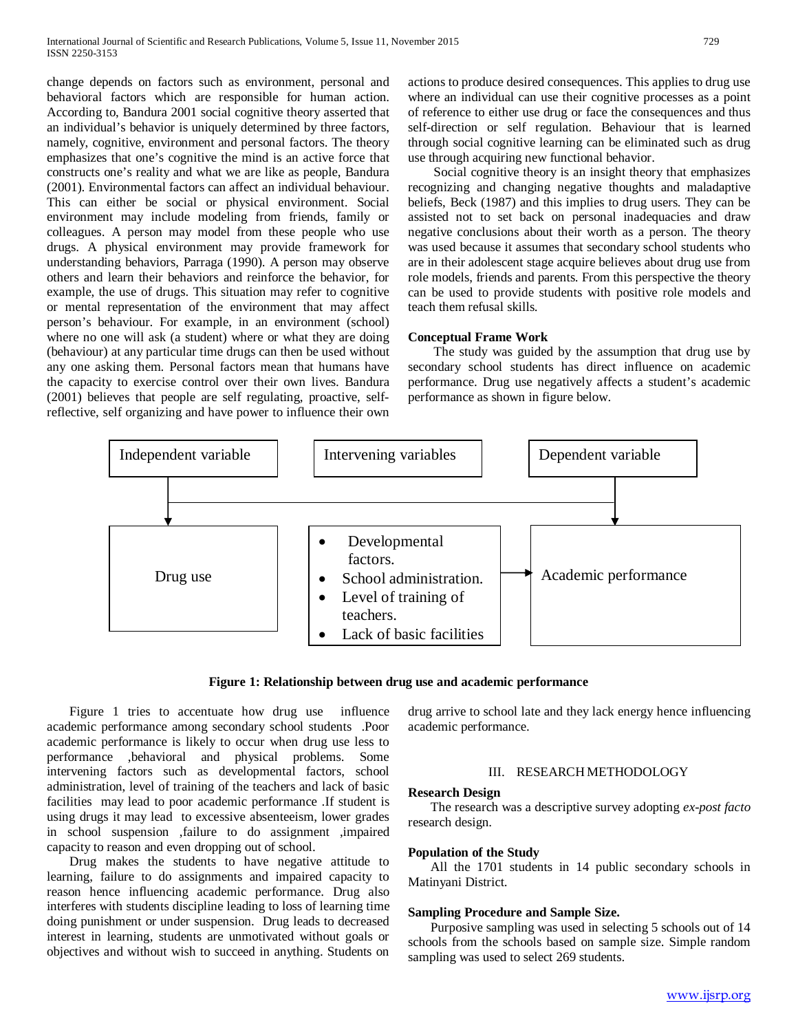change depends on factors such as environment, personal and behavioral factors which are responsible for human action. According to, Bandura 2001 social cognitive theory asserted that an individual's behavior is uniquely determined by three factors, namely, cognitive, environment and personal factors. The theory emphasizes that one's cognitive the mind is an active force that constructs one's reality and what we are like as people, Bandura (2001). Environmental factors can affect an individual behaviour. This can either be social or physical environment. Social environment may include modeling from friends, family or colleagues. A person may model from these people who use drugs. A physical environment may provide framework for understanding behaviors, Parraga (1990). A person may observe others and learn their behaviors and reinforce the behavior, for example, the use of drugs. This situation may refer to cognitive or mental representation of the environment that may affect person's behaviour. For example, in an environment (school) where no one will ask (a student) where or what they are doing (behaviour) at any particular time drugs can then be used without any one asking them. Personal factors mean that humans have the capacity to exercise control over their own lives. Bandura (2001) believes that people are self regulating, proactive, self-reflective, self organizing and have power to influence their own actions to produce desired consequences. This applies to drug use where an individual can use their cognitive processes as a point of reference to either use drug or face the consequences and thus self-direction or self regulation. Behaviour that is learned through social cognitive learning can be eliminated such as drug use through acquiring new functional behavior.

Social cognitive theory is an insight theory that emphasizes recognizing and changing negative thoughts and maladaptive beliefs, Beck (1987) and this implies to drug users. They can be assisted not to set back on personal inadequacies and draw negative conclusions about their worth as a person. The theory was used because it assumes that secondary school students who are in their adolescent stage acquire believes about drug use from role models, friends and parents. From this perspective the theory can be used to provide students with positive role models and teach them refusal skills.

**Conceptual Frame Work**

The study was guided by the assumption that drug use by secondary school students has direct influence on academic performance. Drug use negatively affects a student's academic performance as shown in figure below.

| Independent variable | Intervening variables | Dependent variable |
|---|---|---|
| Drug use | • Developmental factors.<br>• School administration.<br>• Level of training of teachers.<br>• Lack of basic facilities | Academic performance |

**Figure 1: Relationship between drug use and academic performance**

Figure 1 tries to accentuate how drug use influence academic performance among secondary school students .Poor academic performance is likely to occur when drug use less to performance ,behavioral and physical problems. Some intervening factors such as developmental factors, school administration, level of training of the teachers and lack of basic facilities may lead to poor academic performance .If student is using drugs it may lead to excessive absenteeism, lower grades in school suspension ,failure to do assignment ,impaired capacity to reason and even dropping out of school.

Drug makes the students to have negative attitude to learning, failure to do assignments and impaired capacity to reason hence influencing academic performance. Drug also interferes with students discipline leading to loss of learning time doing punishment or under suspension. Drug leads to decreased interest in learning, students are unmotivated without goals or objectives and without wish to succeed in anything. Students on drug arrive to school late and they lack energy hence influencing academic performance.

## III. RESEARCH METHODOLOGY

**Research Design**

The research was a descriptive survey adopting *ex-post facto* research design.

**Population of the Study**

All the 1701 students in 14 public secondary schools in Matinyani District.

**Sampling Procedure and Sample Size.**

Purposive sampling was used in selecting 5 schools out of 14 schools from the schools based on sample size. Simple random sampling was used to select 269 students.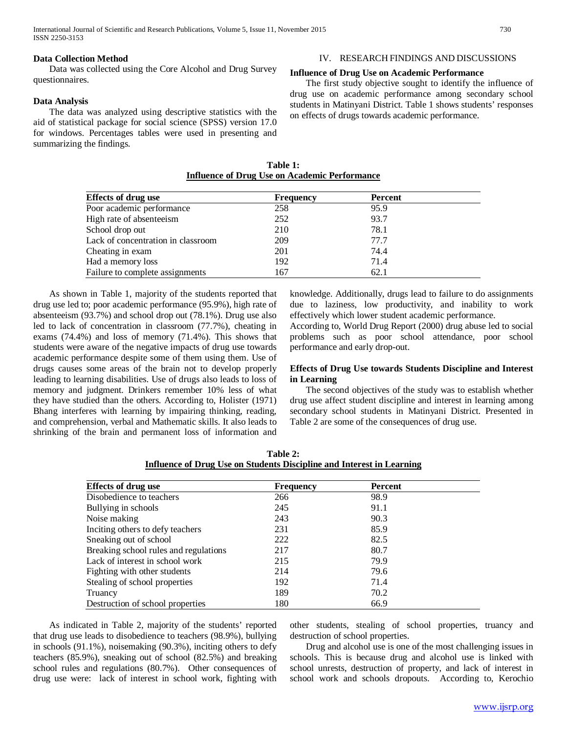### Data Collection Method

Data was collected using the Core Alcohol and Drug Survey questionnaires.

### Data Analysis

The data was analyzed using descriptive statistics with the aid of statistical package for social science (SPSS) version 17.0 for windows. Percentages tables were used in presenting and summarizing the findings.

## IV. RESEARCH FINDINGS AND DISCUSSIONS

### Influence of Drug Use on Academic Performance

The first study objective sought to identify the influence of drug use on academic performance among secondary school students in Matinyani District. Table 1 shows students' responses on effects of drugs towards academic performance.

**Table 1:**
**Influence of Drug Use on Academic Performance**

| Effects of drug use | Frequency | Percent |
|---|---|---|
| Poor academic performance | 258 | 95.9 |
| High rate of absenteeism | 252 | 93.7 |
| School drop out | 210 | 78.1 |
| Lack of concentration in classroom | 209 | 77.7 |
| Cheating in exam | 201 | 74.4 |
| Had a memory loss | 192 | 71.4 |
| Failure to complete assignments | 167 | 62.1 |

As shown in Table 1, majority of the students reported that drug use led to; poor academic performance (95.9%), high rate of absenteeism (93.7%) and school drop out (78.1%). Drug use also led to lack of concentration in classroom (77.7%), cheating in exams (74.4%) and loss of memory (71.4%). This shows that students were aware of the negative impacts of drug use towards academic performance despite some of them using them. Use of drugs causes some areas of the brain not to develop properly leading to learning disabilities. Use of drugs also leads to loss of memory and judgment. Drinkers remember 10% less of what they have studied than the others. According to, Holister (1971) Bhang interferes with learning by impairing thinking, reading, and comprehension, verbal and Mathematic skills. It also leads to shrinking of the brain and permanent loss of information and knowledge. Additionally, drugs lead to failure to do assignments due to laziness, low productivity, and inability to work effectively which lower student academic performance.

According to, World Drug Report (2000) drug abuse led to social problems such as poor school attendance, poor school performance and early drop-out.

### Effects of Drug Use towards Students Discipline and Interest in Learning

The second objectives of the study was to establish whether drug use affect student discipline and interest in learning among secondary school students in Matinyani District. Presented in Table 2 are some of the consequences of drug use.

**Table 2:**
**Influence of Drug Use on Students Discipline and Interest in Learning**

| Effects of drug use | Frequency | Percent |
|---|---|---|
| Disobedience to teachers | 266 | 98.9 |
| Bullying in schools | 245 | 91.1 |
| Noise making | 243 | 90.3 |
| Inciting others to defy teachers | 231 | 85.9 |
| Sneaking out of school | 222 | 82.5 |
| Breaking school rules and regulations | 217 | 80.7 |
| Lack of interest in school work | 215 | 79.9 |
| Fighting with other students | 214 | 79.6 |
| Stealing of school properties | 192 | 71.4 |
| Truancy | 189 | 70.2 |
| Destruction of school properties | 180 | 66.9 |

As indicated in Table 2, majority of the students' reported that drug use leads to disobedience to teachers (98.9%), bullying in schools (91.1%), noisemaking (90.3%), inciting others to defy teachers (85.9%), sneaking out of school (82.5%) and breaking school rules and regulations (80.7%). Other consequences of drug use were: lack of interest in school work, fighting with other students, stealing of school properties, truancy and destruction of school properties.

Drug and alcohol use is one of the most challenging issues in schools. This is because drug and alcohol use is linked with school unrests, destruction of property, and lack of interest in school work and schools dropouts. According to, Kerochio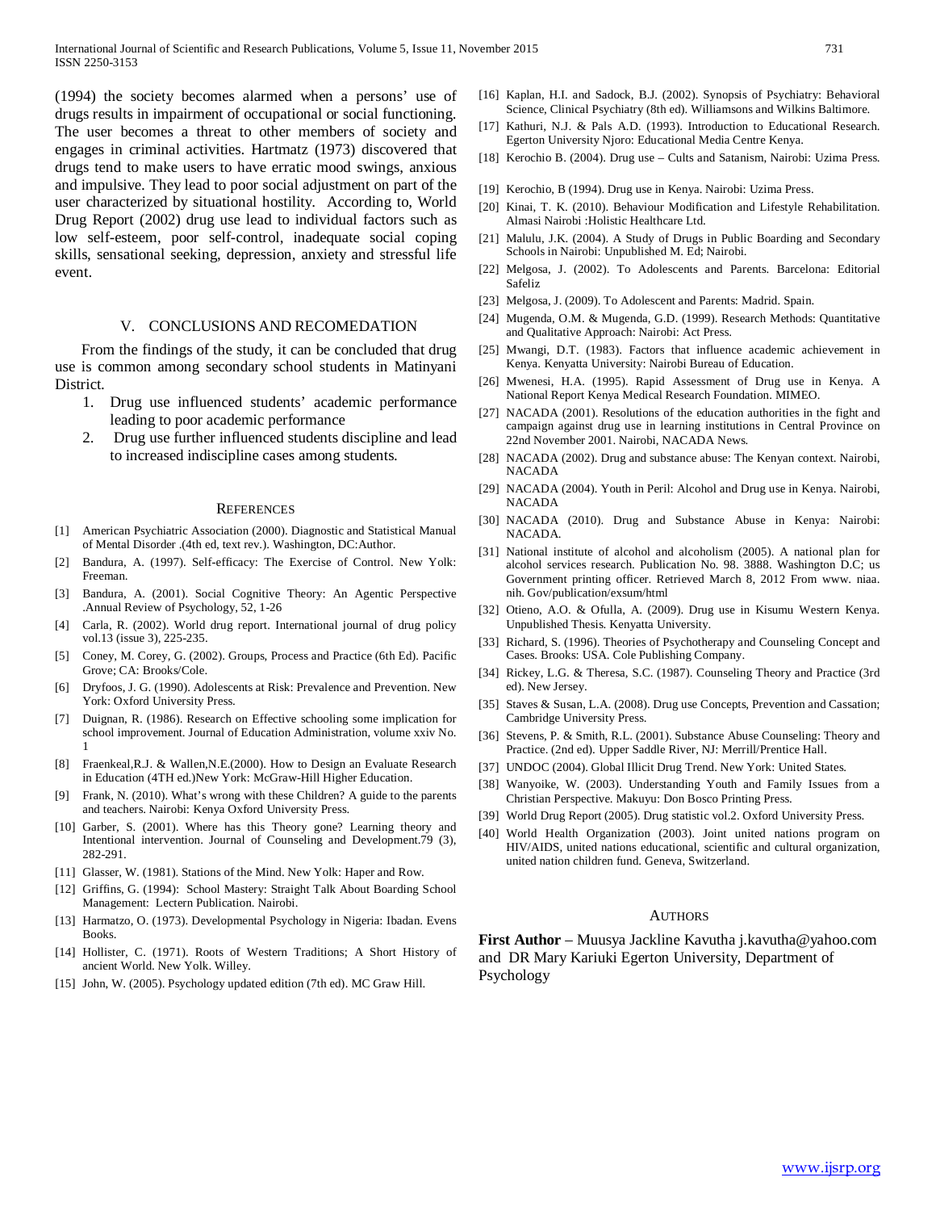(1994) the society becomes alarmed when a persons' use of drugs results in impairment of occupational or social functioning. The user becomes a threat to other members of society and engages in criminal activities. Hartmatz (1973) discovered that drugs tend to make users to have erratic mood swings, anxious and impulsive. They lead to poor social adjustment on part of the user characterized by situational hostility. According to, World Drug Report (2002) drug use lead to individual factors such as low self-esteem, poor self-control, inadequate social coping skills, sensational seeking, depression, anxiety and stressful life event.

## V. CONCLUSIONS AND RECOMEDATION

From the findings of the study, it can be concluded that drug use is common among secondary school students in Matinyani District.

1. Drug use influenced students' academic performance leading to poor academic performance
2. Drug use further influenced students discipline and lead to increased indiscipline cases among students.

## REFERENCES

[1] American Psychiatric Association (2000). Diagnostic and Statistical Manual of Mental Disorder .(4th ed, text rev.). Washington, DC:Author.

[2] Bandura, A. (1997). Self-efficacy: The Exercise of Control. New Yolk: Freeman.

[3] Bandura, A. (2001). Social Cognitive Theory: An Agentic Perspective .Annual Review of Psychology, 52, 1-26

[4] Carla, R. (2002). World drug report. International journal of drug policy vol.13 (issue 3), 225-235.

[5] Coney, M. Corey, G. (2002). Groups, Process and Practice (6th Ed). Pacific Grove; CA: Brooks/Cole.

[6] Dryfoos, J. G. (1990). Adolescents at Risk: Prevalence and Prevention. New York: Oxford University Press.

[7] Duignan, R. (1986). Research on Effective schooling some implication for school improvement. Journal of Education Administration, volume xxiv No. 1

[8] Fraenkeal,R.J. & Wallen,N.E.(2000). How to Design an Evaluate Research in Education (4TH ed.)New York: McGraw-Hill Higher Education.

[9] Frank, N. (2010). What's wrong with these Children? A guide to the parents and teachers. Nairobi: Kenya Oxford University Press.

[10] Garber, S. (2001). Where has this Theory gone? Learning theory and Intentional intervention. Journal of Counseling and Development.79 (3), 282-291.

[11] Glasser, W. (1981). Stations of the Mind. New Yolk: Haper and Row.

[12] Griffins, G. (1994): School Mastery: Straight Talk About Boarding School Management: Lectern Publication. Nairobi.

[13] Harmatzo, O. (1973). Developmental Psychology in Nigeria: Ibadan. Evens Books.

[14] Hollister, C. (1971). Roots of Western Traditions; A Short History of ancient World. New Yolk. Willey.

[15] John, W. (2005). Psychology updated edition (7th ed). MC Graw Hill.

[16] Kaplan, H.I. and Sadock, B.J. (2002). Synopsis of Psychiatry: Behavioral Science, Clinical Psychiatry (8th ed). Williamsons and Wilkins Baltimore.

[17] Kathuri, N.J. & Pals A.D. (1993). Introduction to Educational Research. Egerton University Njoro: Educational Media Centre Kenya.

[18] Kerochio B. (2004). Drug use – Cults and Satanism, Nairobi: Uzima Press.

[19] Kerochio, B (1994). Drug use in Kenya. Nairobi: Uzima Press.

[20] Kinai, T. K. (2010). Behaviour Modification and Lifestyle Rehabilitation. Almasi Nairobi :Holistic Healthcare Ltd.

[21] Malulu, J.K. (2004). A Study of Drugs in Public Boarding and Secondary Schools in Nairobi: Unpublished M. Ed; Nairobi.

[22] Melgosa, J. (2002). To Adolescents and Parents. Barcelona: Editorial Safeliz

[23] Melgosa, J. (2009). To Adolescent and Parents: Madrid. Spain.

[24] Mugenda, O.M. & Mugenda, G.D. (1999). Research Methods: Quantitative and Qualitative Approach: Nairobi: Act Press.

[25] Mwangi, D.T. (1983). Factors that influence academic achievement in Kenya. Kenyatta University: Nairobi Bureau of Education.

[26] Mwenesi, H.A. (1995). Rapid Assessment of Drug use in Kenya. A National Report Kenya Medical Research Foundation. MIMEO.

[27] NACADA (2001). Resolutions of the education authorities in the fight and campaign against drug use in learning institutions in Central Province on 22nd November 2001. Nairobi, NACADA News.

[28] NACADA (2002). Drug and substance abuse: The Kenyan context. Nairobi, NACADA

[29] NACADA (2004). Youth in Peril: Alcohol and Drug use in Kenya. Nairobi, NACADA

[30] NACADA (2010). Drug and Substance Abuse in Kenya: Nairobi: NACADA.

[31] National institute of alcohol and alcoholism (2005). A national plan for alcohol services research. Publication No. 98. 3888. Washington D.C; us Government printing officer. Retrieved March 8, 2012 From www. niaa. nih. Gov/publication/exsum/html

[32] Otieno, A.O. & Ofulla, A. (2009). Drug use in Kisumu Western Kenya. Unpublished Thesis. Kenyatta University.

[33] Richard, S. (1996). Theories of Psychotherapy and Counseling Concept and Cases. Brooks: USA. Cole Publishing Company.

[34] Rickey, L.G. & Theresa, S.C. (1987). Counseling Theory and Practice (3rd ed). New Jersey.

[35] Staves & Susan, L.A. (2008). Drug use Concepts, Prevention and Cassation; Cambridge University Press.

[36] Stevens, P. & Smith, R.L. (2001). Substance Abuse Counseling: Theory and Practice. (2nd ed). Upper Saddle River, NJ: Merrill/Prentice Hall.

[37] UNDOC (2004). Global Illicit Drug Trend. New York: United States.

[38] Wanyoike, W. (2003). Understanding Youth and Family Issues from a Christian Perspective. Makuyu: Don Bosco Printing Press.

[39] World Drug Report (2005). Drug statistic vol.2. Oxford University Press.

[40] World Health Organization (2003). Joint united nations program on HIV/AIDS, united nations educational, scientific and cultural organization, united nation children fund. Geneva, Switzerland.

## AUTHORS

**First Author** – Muusya Jackline Kavutha j.kavutha@yahoo.com and DR Mary Kariuki Egerton University, Department of Psychology